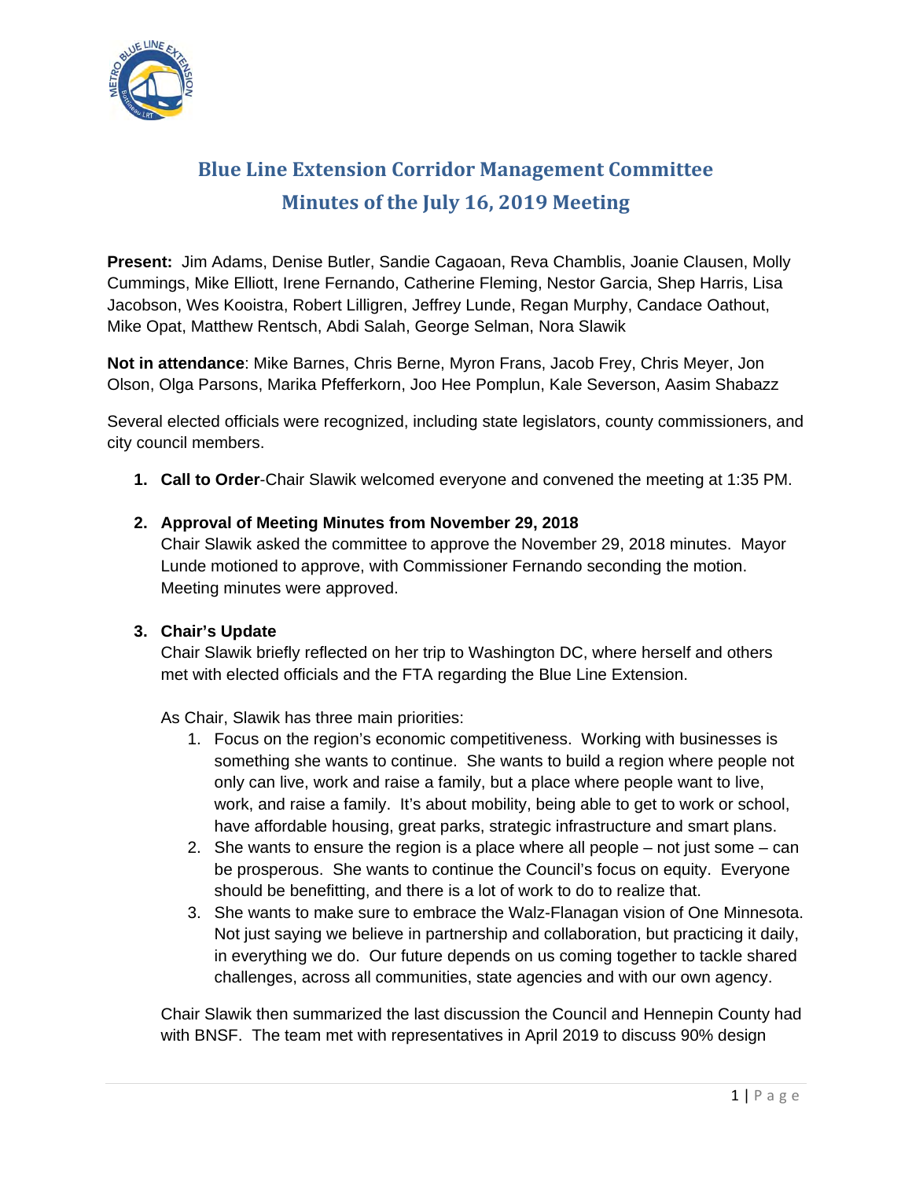# Blue Line Extension Corridor Management Committee

## Minutes of the July 16, 2019 Meeting

**Present:** Jim Adams, Denise Butler, Sandie Cagaoan, Reva Chamblis, Joanie Clausen, Molly Cummings, Mike Elliott, Irene Fernando, Catherine Fleming, Nestor Garcia, Shep Harris, Lisa Jacobson, Wes Kooistra, Robert Lilligren, Jeffrey Lunde, Regan Murphy, Candace Oathout, Mike Opat, Matthew Rentsch, Abdi Salah, George Selman, Nora Slawik

**Not in attendance**: Mike Barnes, Chris Berne, Myron Frans, Jacob Frey, Chris Meyer, Jon Olson, Olga Parsons, Marika Pfefferkorn, Joo Hee Pomplun, Kale Severson, Aasim Shabazz

Several elected officials were recognized, including state legislators, county commissioners, and city council members.

1. **Call to Order**-Chair Slawik welcomed everyone and convened the meeting at 1:35 PM.

2. **Approval of Meeting Minutes from November 29, 2018**
   Chair Slawik asked the committee to approve the November 29, 2018 minutes. Mayor Lunde motioned to approve, with Commissioner Fernando seconding the motion. Meeting minutes were approved.

3. **Chair's Update**
   Chair Slawik briefly reflected on her trip to Washington DC, where herself and others met with elected officials and the FTA regarding the Blue Line Extension.

   As Chair, Slawik has three main priorities:
   1. Focus on the region's economic competitiveness. Working with businesses is something she wants to continue. She wants to build a region where people not only can live, work and raise a family, but a place where people want to live, work, and raise a family. It's about mobility, being able to get to work or school, have affordable housing, great parks, strategic infrastructure and smart plans.
   2. She wants to ensure the region is a place where all people – not just some – can be prosperous. She wants to continue the Council's focus on equity. Everyone should be benefitting, and there is a lot of work to do to realize that.
   3. She wants to make sure to embrace the Walz-Flanagan vision of One Minnesota. Not just saying we believe in partnership and collaboration, but practicing it daily, in everything we do. Our future depends on us coming together to tackle shared challenges, across all communities, state agencies and with our own agency.

   Chair Slawik then summarized the last discussion the Council and Hennepin County had with BNSF. The team met with representatives in April 2019 to discuss 90% design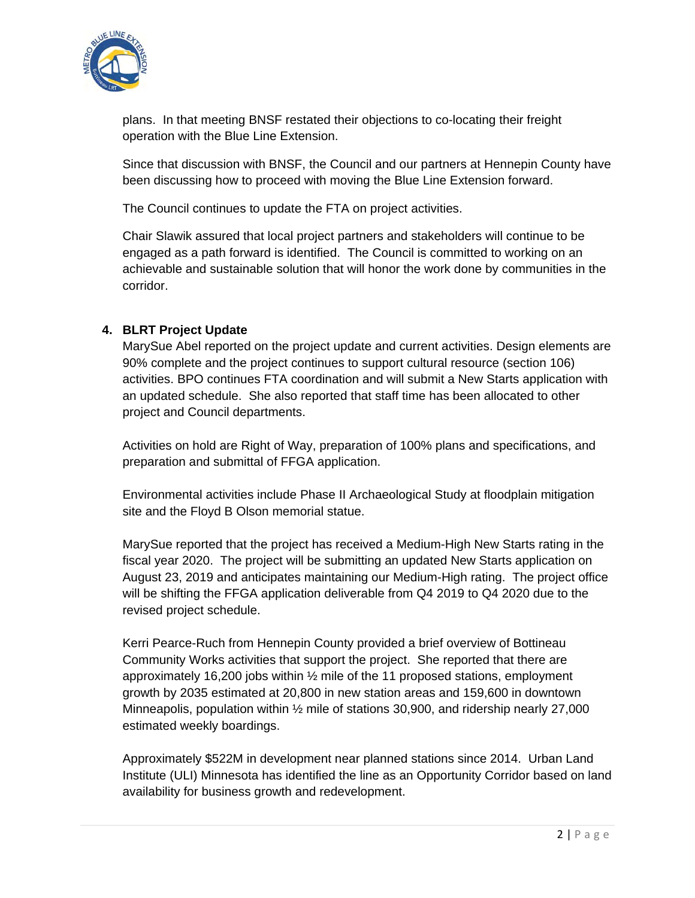plans. In that meeting BNSF restated their objections to co-locating their freight operation with the Blue Line Extension.

Since that discussion with BNSF, the Council and our partners at Hennepin County have been discussing how to proceed with moving the Blue Line Extension forward.

The Council continues to update the FTA on project activities.

Chair Slawik assured that local project partners and stakeholders will continue to be engaged as a path forward is identified. The Council is committed to working on an achievable and sustainable solution that will honor the work done by communities in the corridor.

**4. BLRT Project Update**

MarySue Abel reported on the project update and current activities. Design elements are 90% complete and the project continues to support cultural resource (section 106) activities. BPO continues FTA coordination and will submit a New Starts application with an updated schedule. She also reported that staff time has been allocated to other project and Council departments.

Activities on hold are Right of Way, preparation of 100% plans and specifications, and preparation and submittal of FFGA application.

Environmental activities include Phase II Archaeological Study at floodplain mitigation site and the Floyd B Olson memorial statue.

MarySue reported that the project has received a Medium-High New Starts rating in the fiscal year 2020. The project will be submitting an updated New Starts application on August 23, 2019 and anticipates maintaining our Medium-High rating. The project office will be shifting the FFGA application deliverable from Q4 2019 to Q4 2020 due to the revised project schedule.

Kerri Pearce-Ruch from Hennepin County provided a brief overview of Bottineau Community Works activities that support the project. She reported that there are approximately 16,200 jobs within ½ mile of the 11 proposed stations, employment growth by 2035 estimated at 20,800 in new station areas and 159,600 in downtown Minneapolis, population within ½ mile of stations 30,900, and ridership nearly 27,000 estimated weekly boardings.

Approximately $522M in development near planned stations since 2014. Urban Land Institute (ULI) Minnesota has identified the line as an Opportunity Corridor based on land availability for business growth and redevelopment.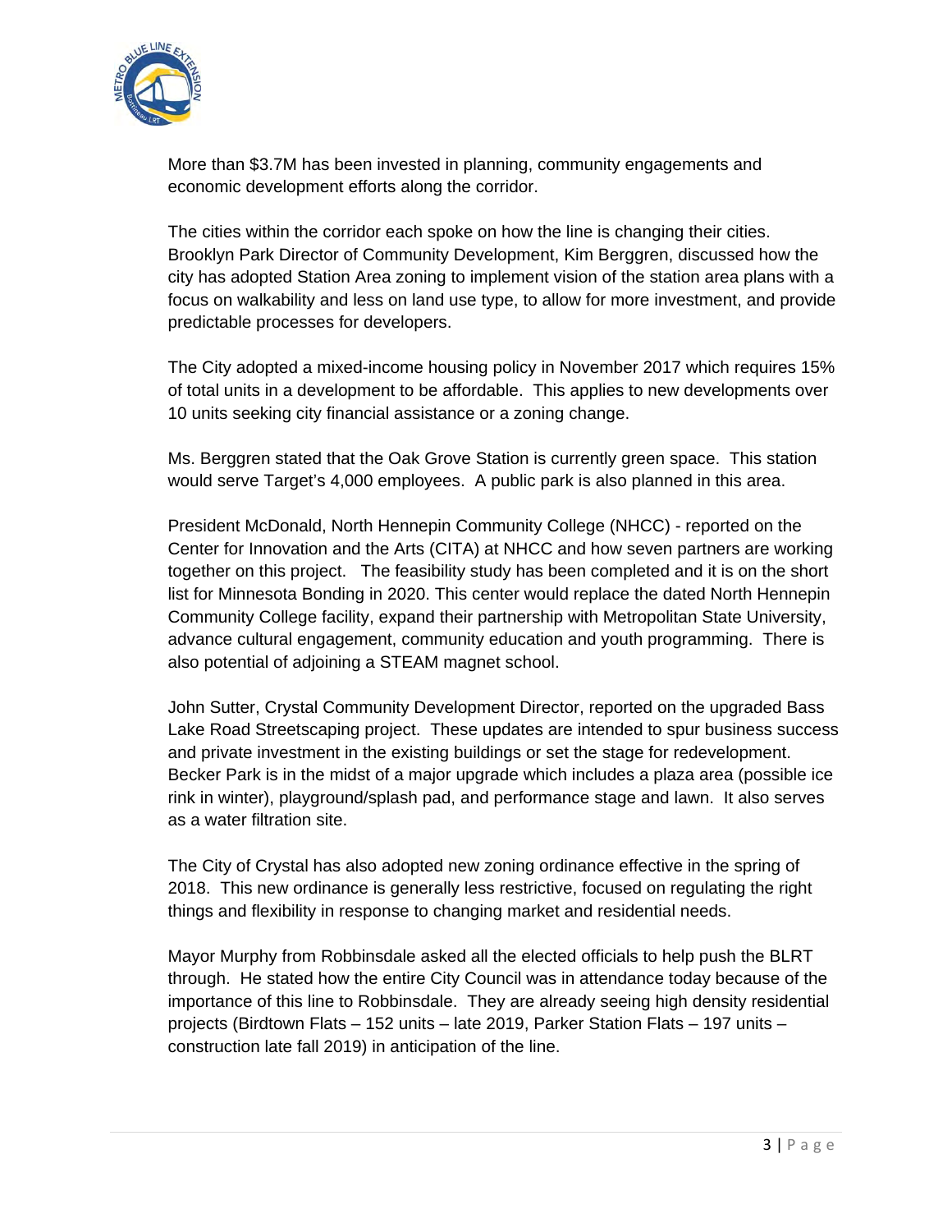More than $3.7M has been invested in planning, community engagements and economic development efforts along the corridor.

The cities within the corridor each spoke on how the line is changing their cities. Brooklyn Park Director of Community Development, Kim Berggren, discussed how the city has adopted Station Area zoning to implement vision of the station area plans with a focus on walkability and less on land use type, to allow for more investment, and provide predictable processes for developers.

The City adopted a mixed-income housing policy in November 2017 which requires 15% of total units in a development to be affordable. This applies to new developments over 10 units seeking city financial assistance or a zoning change.

Ms. Berggren stated that the Oak Grove Station is currently green space. This station would serve Target's 4,000 employees. A public park is also planned in this area.

President McDonald, North Hennepin Community College (NHCC) - reported on the Center for Innovation and the Arts (CITA) at NHCC and how seven partners are working together on this project. The feasibility study has been completed and it is on the short list for Minnesota Bonding in 2020. This center would replace the dated North Hennepin Community College facility, expand their partnership with Metropolitan State University, advance cultural engagement, community education and youth programming. There is also potential of adjoining a STEAM magnet school.

John Sutter, Crystal Community Development Director, reported on the upgraded Bass Lake Road Streetscaping project. These updates are intended to spur business success and private investment in the existing buildings or set the stage for redevelopment. Becker Park is in the midst of a major upgrade which includes a plaza area (possible ice rink in winter), playground/splash pad, and performance stage and lawn. It also serves as a water filtration site.

The City of Crystal has also adopted new zoning ordinance effective in the spring of 2018. This new ordinance is generally less restrictive, focused on regulating the right things and flexibility in response to changing market and residential needs.

Mayor Murphy from Robbinsdale asked all the elected officials to help push the BLRT through. He stated how the entire City Council was in attendance today because of the importance of this line to Robbinsdale. They are already seeing high density residential projects (Birdtown Flats – 152 units – late 2019, Parker Station Flats – 197 units – construction late fall 2019) in anticipation of the line.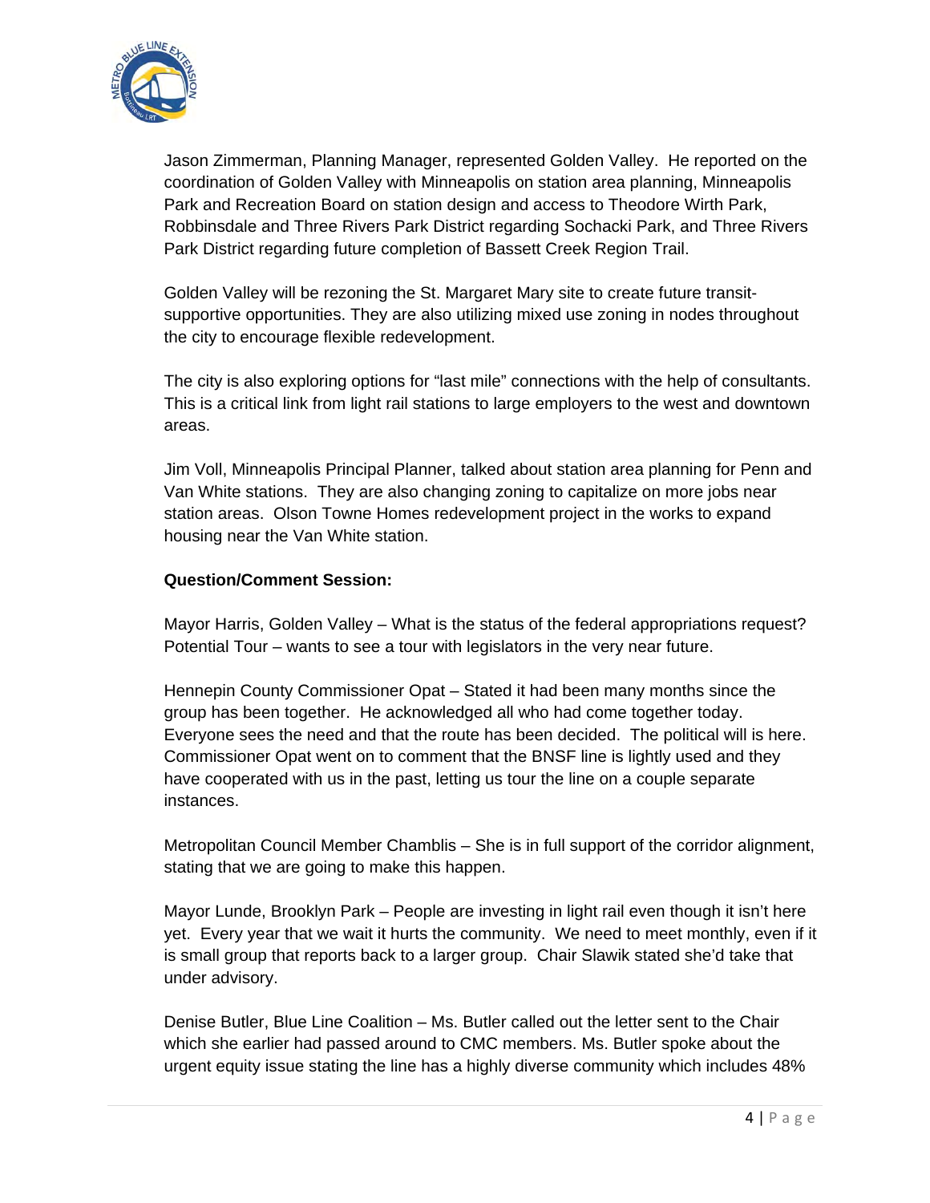Jason Zimmerman, Planning Manager, represented Golden Valley. He reported on the coordination of Golden Valley with Minneapolis on station area planning, Minneapolis Park and Recreation Board on station design and access to Theodore Wirth Park, Robbinsdale and Three Rivers Park District regarding Sochacki Park, and Three Rivers Park District regarding future completion of Bassett Creek Region Trail.

Golden Valley will be rezoning the St. Margaret Mary site to create future transit-supportive opportunities. They are also utilizing mixed use zoning in nodes throughout the city to encourage flexible redevelopment.

The city is also exploring options for "last mile" connections with the help of consultants. This is a critical link from light rail stations to large employers to the west and downtown areas.

Jim Voll, Minneapolis Principal Planner, talked about station area planning for Penn and Van White stations. They are also changing zoning to capitalize on more jobs near station areas. Olson Towne Homes redevelopment project in the works to expand housing near the Van White station.

**Question/Comment Session:**

Mayor Harris, Golden Valley – What is the status of the federal appropriations request? Potential Tour – wants to see a tour with legislators in the very near future.

Hennepin County Commissioner Opat – Stated it had been many months since the group has been together. He acknowledged all who had come together today. Everyone sees the need and that the route has been decided. The political will is here. Commissioner Opat went on to comment that the BNSF line is lightly used and they have cooperated with us in the past, letting us tour the line on a couple separate instances.

Metropolitan Council Member Chamblis – She is in full support of the corridor alignment, stating that we are going to make this happen.

Mayor Lunde, Brooklyn Park – People are investing in light rail even though it isn't here yet. Every year that we wait it hurts the community. We need to meet monthly, even if it is small group that reports back to a larger group. Chair Slawik stated she'd take that under advisory.

Denise Butler, Blue Line Coalition – Ms. Butler called out the letter sent to the Chair which she earlier had passed around to CMC members. Ms. Butler spoke about the urgent equity issue stating the line has a highly diverse community which includes 48%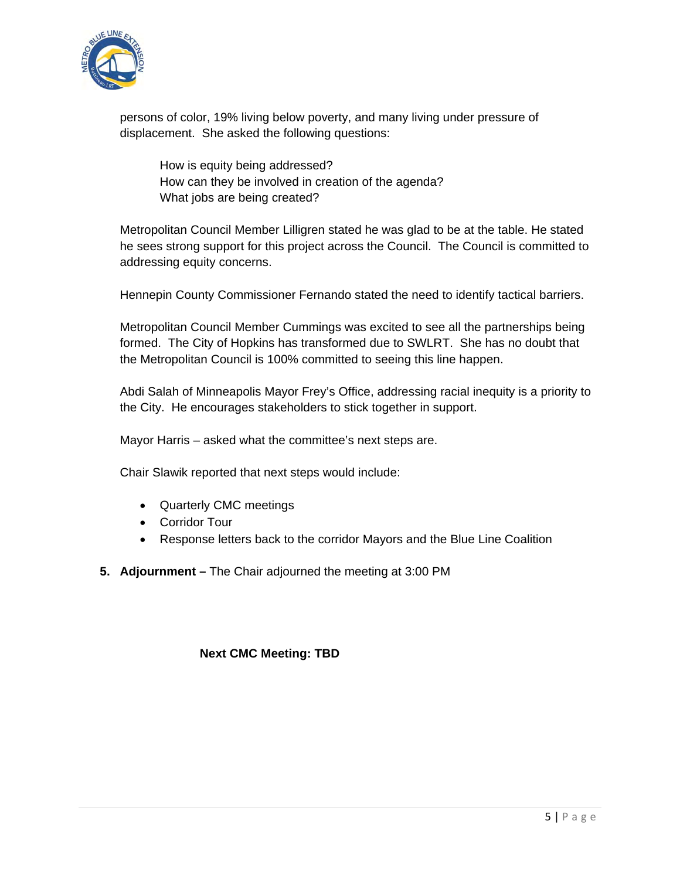persons of color, 19% living below poverty, and many living under pressure of displacement. She asked the following questions:

How is equity being addressed?
How can they be involved in creation of the agenda?
What jobs are being created?

Metropolitan Council Member Lilligren stated he was glad to be at the table. He stated he sees strong support for this project across the Council. The Council is committed to addressing equity concerns.

Hennepin County Commissioner Fernando stated the need to identify tactical barriers.

Metropolitan Council Member Cummings was excited to see all the partnerships being formed. The City of Hopkins has transformed due to SWLRT. She has no doubt that the Metropolitan Council is 100% committed to seeing this line happen.

Abdi Salah of Minneapolis Mayor Frey's Office, addressing racial inequity is a priority to the City. He encourages stakeholders to stick together in support.

Mayor Harris – asked what the committee's next steps are.

Chair Slawik reported that next steps would include:

- Quarterly CMC meetings
- Corridor Tour
- Response letters back to the corridor Mayors and the Blue Line Coalition

5. **Adjournment –** The Chair adjourned the meeting at 3:00 PM

**Next CMC Meeting: TBD**